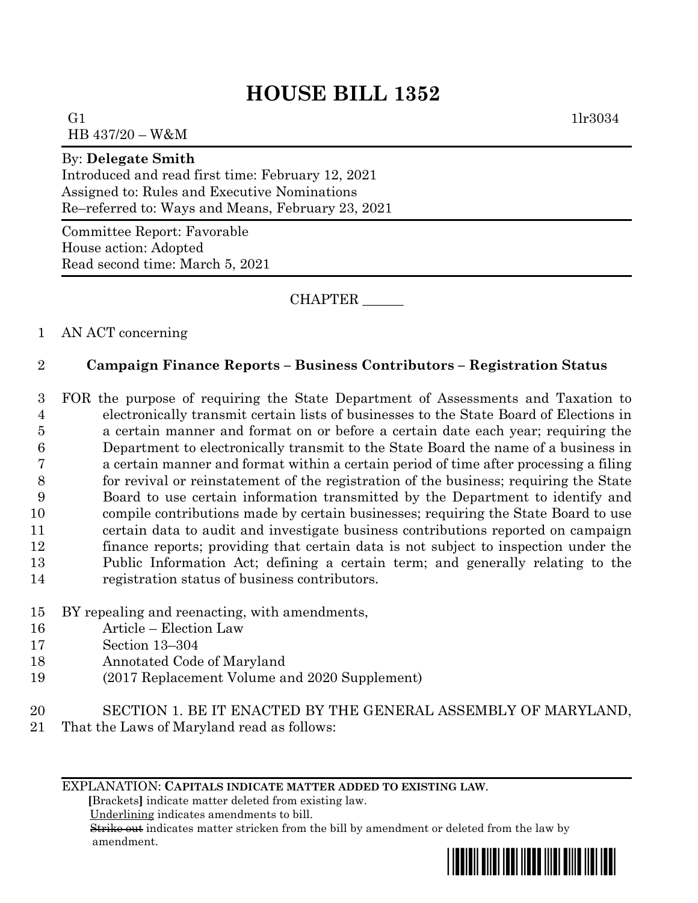# HOUSE BILL 1352

G1 1lr3034
HB 437/20 – W&M

By: **Delegate Smith**
Introduced and read first time: February 12, 2021
Assigned to: Rules and Executive Nominations
Re–referred to: Ways and Means, February 23, 2021

Committee Report: Favorable
House action: Adopted
Read second time: March 5, 2021

CHAPTER ______

1 AN ACT concerning

2 **Campaign Finance Reports – Business Contributors – Registration Status**

3 FOR the purpose of requiring the State Department of Assessments and Taxation to
4 electronically transmit certain lists of businesses to the State Board of Elections in
5 a certain manner and format on or before a certain date each year; requiring the
6 Department to electronically transmit to the State Board the name of a business in
7 a certain manner and format within a certain period of time after processing a filing
8 for revival or reinstatement of the registration of the business; requiring the State
9 Board to use certain information transmitted by the Department to identify and
10 compile contributions made by certain businesses; requiring the State Board to use
11 certain data to audit and investigate business contributions reported on campaign
12 finance reports; providing that certain data is not subject to inspection under the
13 Public Information Act; defining a certain term; and generally relating to the
14 registration status of business contributors.

15 BY repealing and reenacting, with amendments,
16 Article – Election Law
17 Section 13–304
18 Annotated Code of Maryland
19 (2017 Replacement Volume and 2020 Supplement)

20 SECTION 1. BE IT ENACTED BY THE GENERAL ASSEMBLY OF MARYLAND,
21 That the Laws of Maryland read as follows:

EXPLANATION: **CAPITALS INDICATE MATTER ADDED TO EXISTING LAW.**
**[**Brackets**]** indicate matter deleted from existing law.
Underlining indicates amendments to bill.
~~Strike out~~ indicates matter stricken from the bill by amendment or deleted from the law by amendment.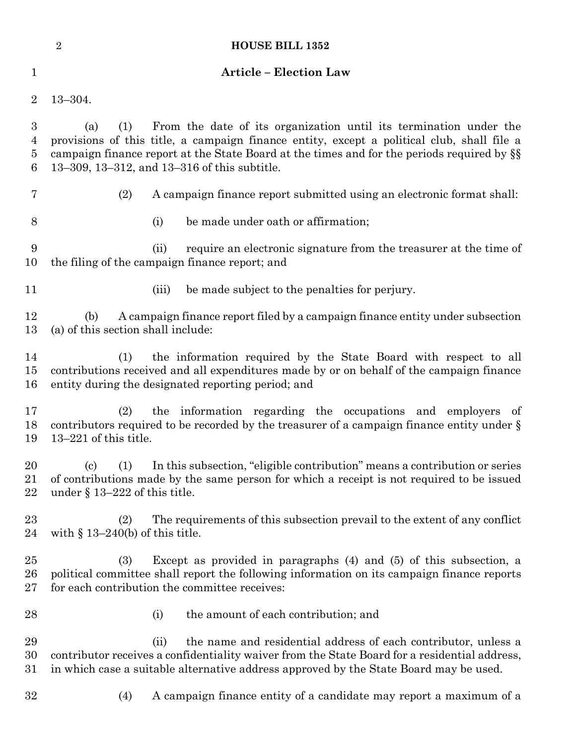## Article – Election Law

13–304.

(a) (1) From the date of its organization until its termination under the provisions of this title, a campaign finance entity, except a political club, shall file a campaign finance report at the State Board at the times and for the periods required by §§ 13–309, 13–312, and 13–316 of this subtitle.

(2) A campaign finance report submitted using an electronic format shall:

(i) be made under oath or affirmation;

(ii) require an electronic signature from the treasurer at the time of the filing of the campaign finance report; and

(iii) be made subject to the penalties for perjury.

(b) A campaign finance report filed by a campaign finance entity under subsection (a) of this section shall include:

(1) the information required by the State Board with respect to all contributions received and all expenditures made by or on behalf of the campaign finance entity during the designated reporting period; and

(2) the information regarding the occupations and employers of contributors required to be recorded by the treasurer of a campaign finance entity under § 13–221 of this title.

(c) (1) In this subsection, "eligible contribution" means a contribution or series of contributions made by the same person for which a receipt is not required to be issued under § 13–222 of this title.

(2) The requirements of this subsection prevail to the extent of any conflict with § 13–240(b) of this title.

(3) Except as provided in paragraphs (4) and (5) of this subsection, a political committee shall report the following information on its campaign finance reports for each contribution the committee receives:

(i) the amount of each contribution; and

(ii) the name and residential address of each contributor, unless a contributor receives a confidentiality waiver from the State Board for a residential address, in which case a suitable alternative address approved by the State Board may be used.

(4) A campaign finance entity of a candidate may report a maximum of a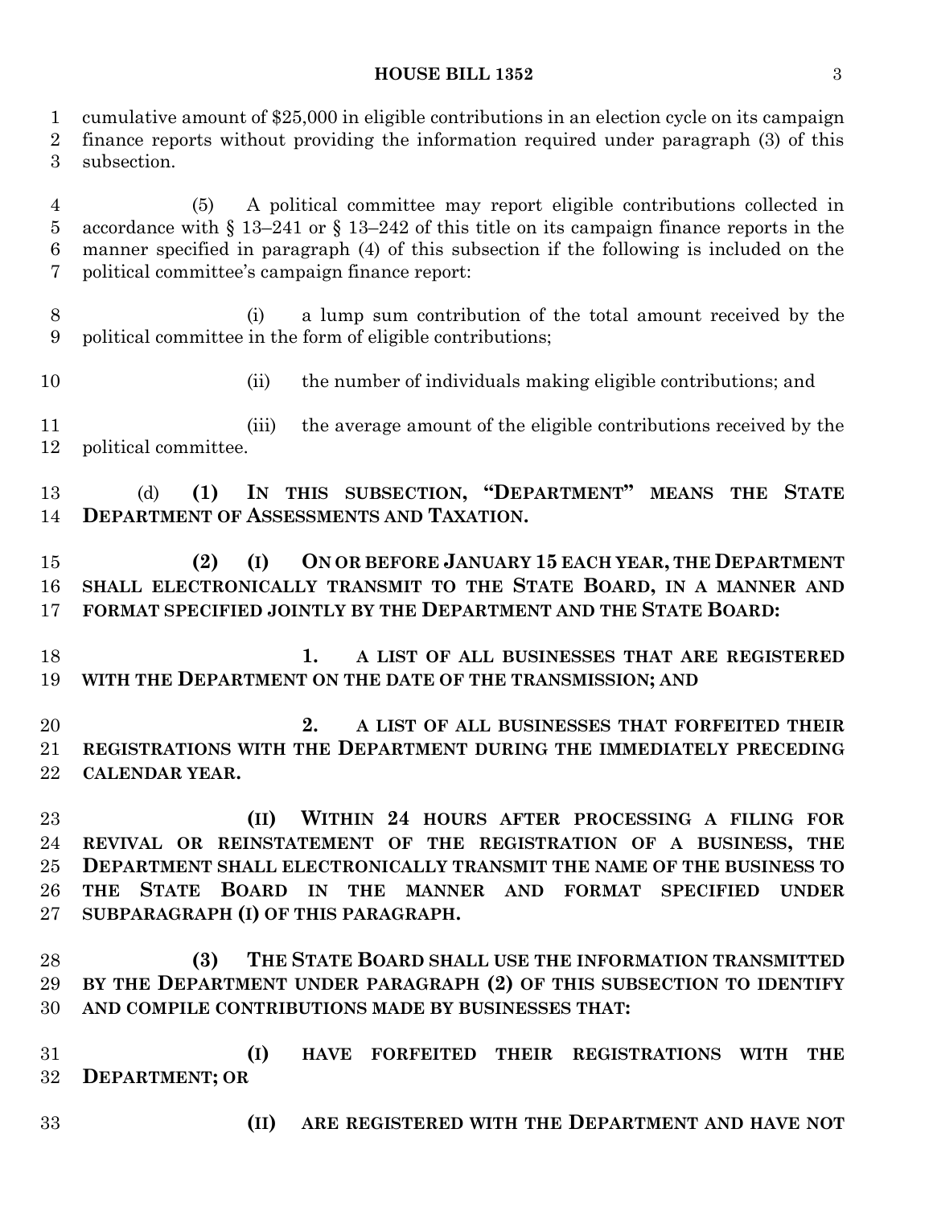cumulative amount of $25,000 in eligible contributions in an election cycle on its campaign finance reports without providing the information required under paragraph (3) of this subsection.

(5) A political committee may report eligible contributions collected in accordance with § 13–241 or § 13–242 of this title on its campaign finance reports in the manner specified in paragraph (4) of this subsection if the following is included on the political committee's campaign finance report:

(i) a lump sum contribution of the total amount received by the political committee in the form of eligible contributions;

(ii) the number of individuals making eligible contributions; and

(iii) the average amount of the eligible contributions received by the political committee.

(d) **(1) IN THIS SUBSECTION, "DEPARTMENT" MEANS THE STATE DEPARTMENT OF ASSESSMENTS AND TAXATION.**

**(2) (I) ON OR BEFORE JANUARY 15 EACH YEAR, THE DEPARTMENT SHALL ELECTRONICALLY TRANSMIT TO THE STATE BOARD, IN A MANNER AND FORMAT SPECIFIED JOINTLY BY THE DEPARTMENT AND THE STATE BOARD:**

**1. A LIST OF ALL BUSINESSES THAT ARE REGISTERED WITH THE DEPARTMENT ON THE DATE OF THE TRANSMISSION; AND**

**2. A LIST OF ALL BUSINESSES THAT FORFEITED THEIR REGISTRATIONS WITH THE DEPARTMENT DURING THE IMMEDIATELY PRECEDING CALENDAR YEAR.**

**(II) WITHIN 24 HOURS AFTER PROCESSING A FILING FOR REVIVAL OR REINSTATEMENT OF THE REGISTRATION OF A BUSINESS, THE DEPARTMENT SHALL ELECTRONICALLY TRANSMIT THE NAME OF THE BUSINESS TO THE STATE BOARD IN THE MANNER AND FORMAT SPECIFIED UNDER SUBPARAGRAPH (I) OF THIS PARAGRAPH.**

**(3) THE STATE BOARD SHALL USE THE INFORMATION TRANSMITTED BY THE DEPARTMENT UNDER PARAGRAPH (2) OF THIS SUBSECTION TO IDENTIFY AND COMPILE CONTRIBUTIONS MADE BY BUSINESSES THAT:**

**(I) HAVE FORFEITED THEIR REGISTRATIONS WITH THE DEPARTMENT; OR**

**(II) ARE REGISTERED WITH THE DEPARTMENT AND HAVE NOT**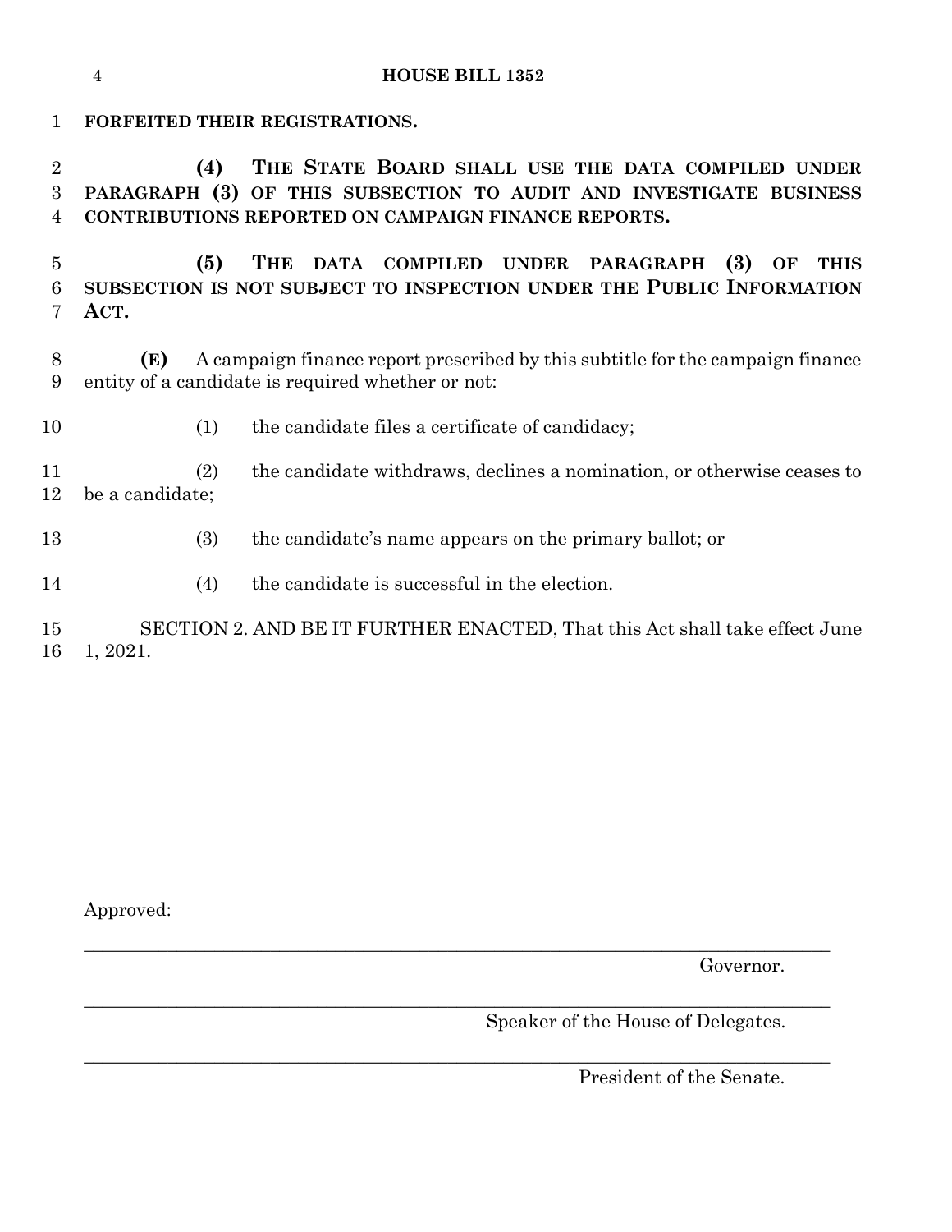**FORFEITED THEIR REGISTRATIONS.**

**(4) THE STATE BOARD SHALL USE THE DATA COMPILED UNDER PARAGRAPH (3) OF THIS SUBSECTION TO AUDIT AND INVESTIGATE BUSINESS CONTRIBUTIONS REPORTED ON CAMPAIGN FINANCE REPORTS.**

**(5) THE DATA COMPILED UNDER PARAGRAPH (3) OF THIS SUBSECTION IS NOT SUBJECT TO INSPECTION UNDER THE PUBLIC INFORMATION ACT.**

**(E)** A campaign finance report prescribed by this subtitle for the campaign finance entity of a candidate is required whether or not:

(1) the candidate files a certificate of candidacy;

(2) the candidate withdraws, declines a nomination, or otherwise ceases to be a candidate;

(3) the candidate's name appears on the primary ballot; or

(4) the candidate is successful in the election.

SECTION 2. AND BE IT FURTHER ENACTED, That this Act shall take effect June 1, 2021.

Approved:

\_\_\_\_\_\_\_\_\_\_\_\_\_\_\_\_\_\_\_\_\_\_\_\_\_\_\_\_\_\_\_\_\_\_\_\_\_\_\_\_\_\_\_\_
Governor.

\_\_\_\_\_\_\_\_\_\_\_\_\_\_\_\_\_\_\_\_\_\_\_\_\_\_\_\_\_\_\_\_\_\_\_\_\_\_\_\_\_\_\_\_
Speaker of the House of Delegates.

\_\_\_\_\_\_\_\_\_\_\_\_\_\_\_\_\_\_\_\_\_\_\_\_\_\_\_\_\_\_\_\_\_\_\_\_\_\_\_\_\_\_\_\_
President of the Senate.